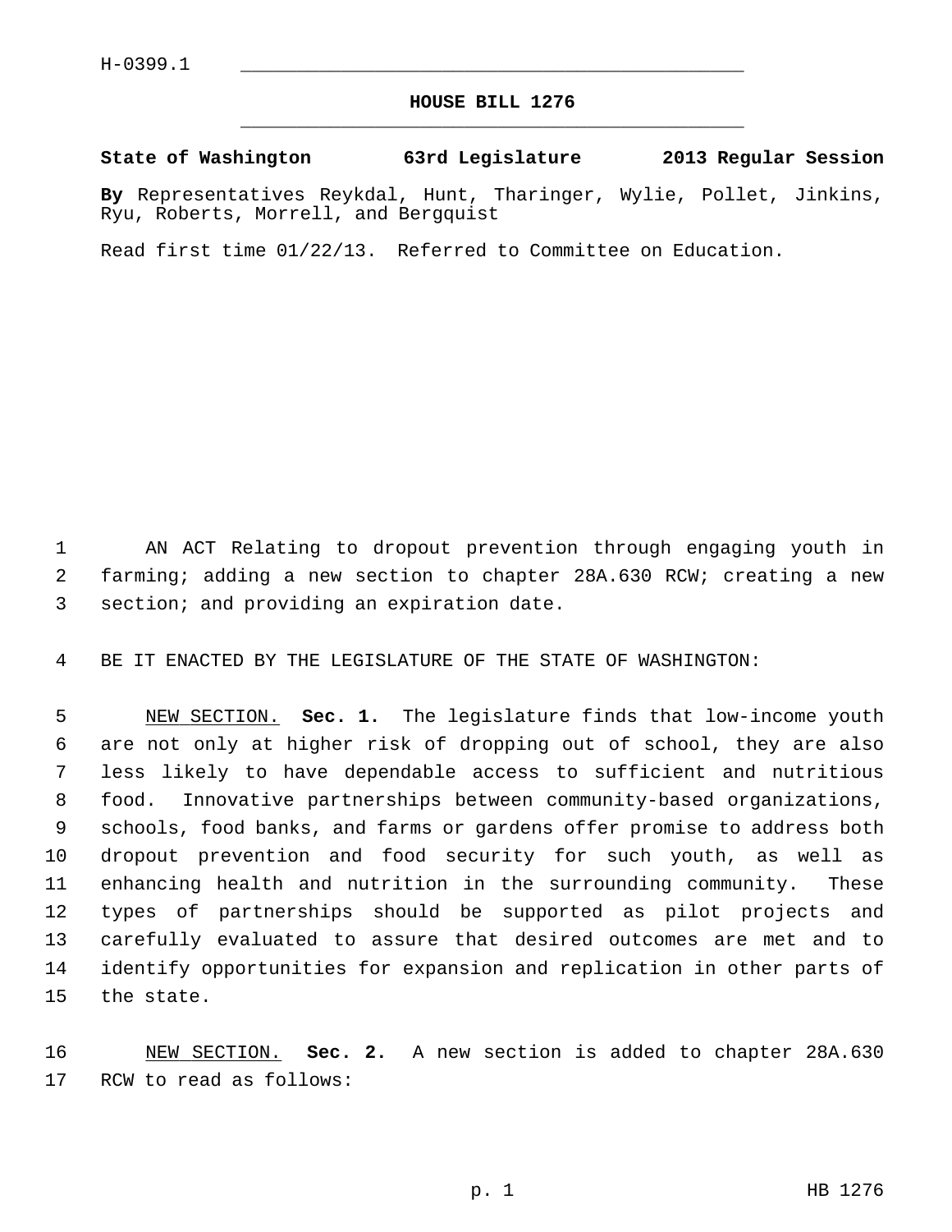H-0399.1

# HOUSE BILL 1276

**State of Washington 63rd Legislature 2013 Regular Session**

**By** Representatives Reykdal, Hunt, Tharinger, Wylie, Pollet, Jinkins, Ryu, Roberts, Morrell, and Bergquist

Read first time 01/22/13. Referred to Committee on Education.

AN ACT Relating to dropout prevention through engaging youth in farming; adding a new section to chapter 28A.630 RCW; creating a new section; and providing an expiration date.

BE IT ENACTED BY THE LEGISLATURE OF THE STATE OF WASHINGTON:

NEW SECTION. **Sec. 1.** The legislature finds that low-income youth are not only at higher risk of dropping out of school, they are also less likely to have dependable access to sufficient and nutritious food. Innovative partnerships between community-based organizations, schools, food banks, and farms or gardens offer promise to address both dropout prevention and food security for such youth, as well as enhancing health and nutrition in the surrounding community. These types of partnerships should be supported as pilot projects and carefully evaluated to assure that desired outcomes are met and to identify opportunities for expansion and replication in other parts of the state.

NEW SECTION. **Sec. 2.** A new section is added to chapter 28A.630 RCW to read as follows: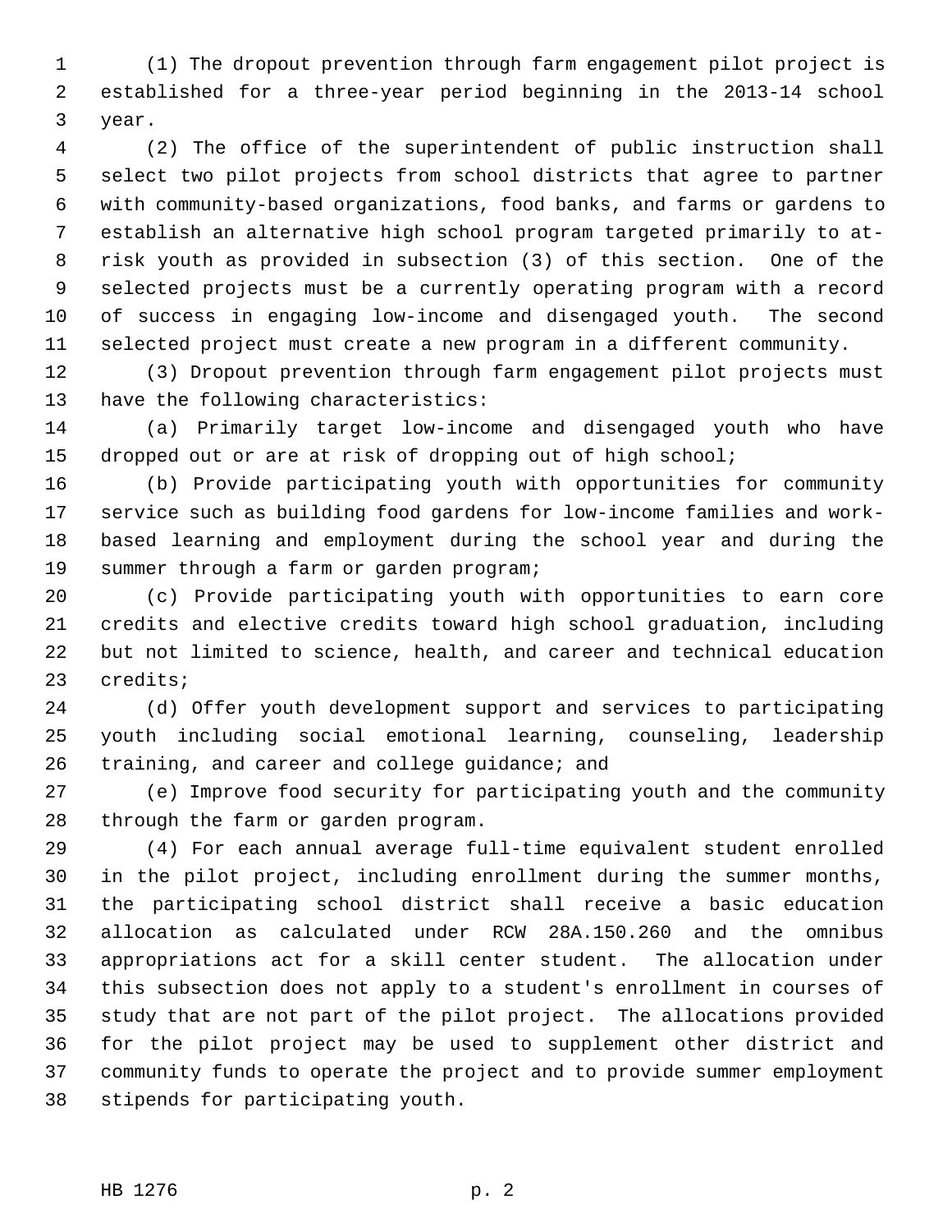(1) The dropout prevention through farm engagement pilot project is established for a three-year period beginning in the 2013-14 school year.

(2) The office of the superintendent of public instruction shall select two pilot projects from school districts that agree to partner with community-based organizations, food banks, and farms or gardens to establish an alternative high school program targeted primarily to at-risk youth as provided in subsection (3) of this section. One of the selected projects must be a currently operating program with a record of success in engaging low-income and disengaged youth. The second selected project must create a new program in a different community.

(3) Dropout prevention through farm engagement pilot projects must have the following characteristics:

(a) Primarily target low-income and disengaged youth who have dropped out or are at risk of dropping out of high school;

(b) Provide participating youth with opportunities for community service such as building food gardens for low-income families and work-based learning and employment during the school year and during the summer through a farm or garden program;

(c) Provide participating youth with opportunities to earn core credits and elective credits toward high school graduation, including but not limited to science, health, and career and technical education credits;

(d) Offer youth development support and services to participating youth including social emotional learning, counseling, leadership training, and career and college guidance; and

(e) Improve food security for participating youth and the community through the farm or garden program.

(4) For each annual average full-time equivalent student enrolled in the pilot project, including enrollment during the summer months, the participating school district shall receive a basic education allocation as calculated under RCW 28A.150.260 and the omnibus appropriations act for a skill center student. The allocation under this subsection does not apply to a student's enrollment in courses of study that are not part of the pilot project. The allocations provided for the pilot project may be used to supplement other district and community funds to operate the project and to provide summer employment stipends for participating youth.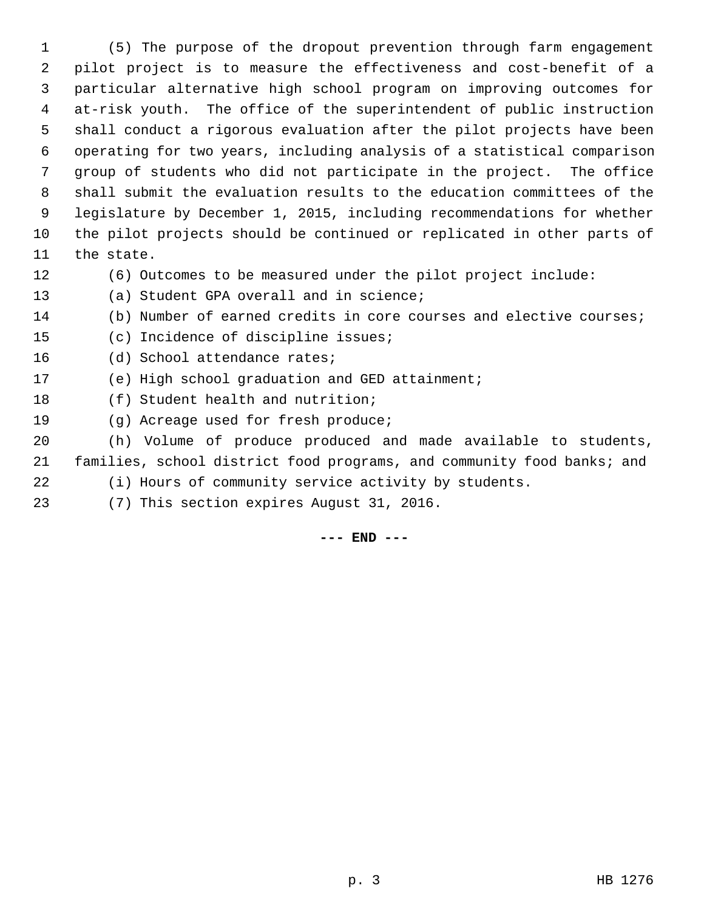(5) The purpose of the dropout prevention through farm engagement pilot project is to measure the effectiveness and cost-benefit of a particular alternative high school program on improving outcomes for at-risk youth. The office of the superintendent of public instruction shall conduct a rigorous evaluation after the pilot projects have been operating for two years, including analysis of a statistical comparison group of students who did not participate in the project. The office shall submit the evaluation results to the education committees of the legislature by December 1, 2015, including recommendations for whether the pilot projects should be continued or replicated in other parts of the state.

(6) Outcomes to be measured under the pilot project include:

(a) Student GPA overall and in science;

(b) Number of earned credits in core courses and elective courses;

(c) Incidence of discipline issues;

(d) School attendance rates;

(e) High school graduation and GED attainment;

(f) Student health and nutrition;

(g) Acreage used for fresh produce;

(h) Volume of produce produced and made available to students, families, school district food programs, and community food banks; and

(i) Hours of community service activity by students.

(7) This section expires August 31, 2016.

**--- END ---**